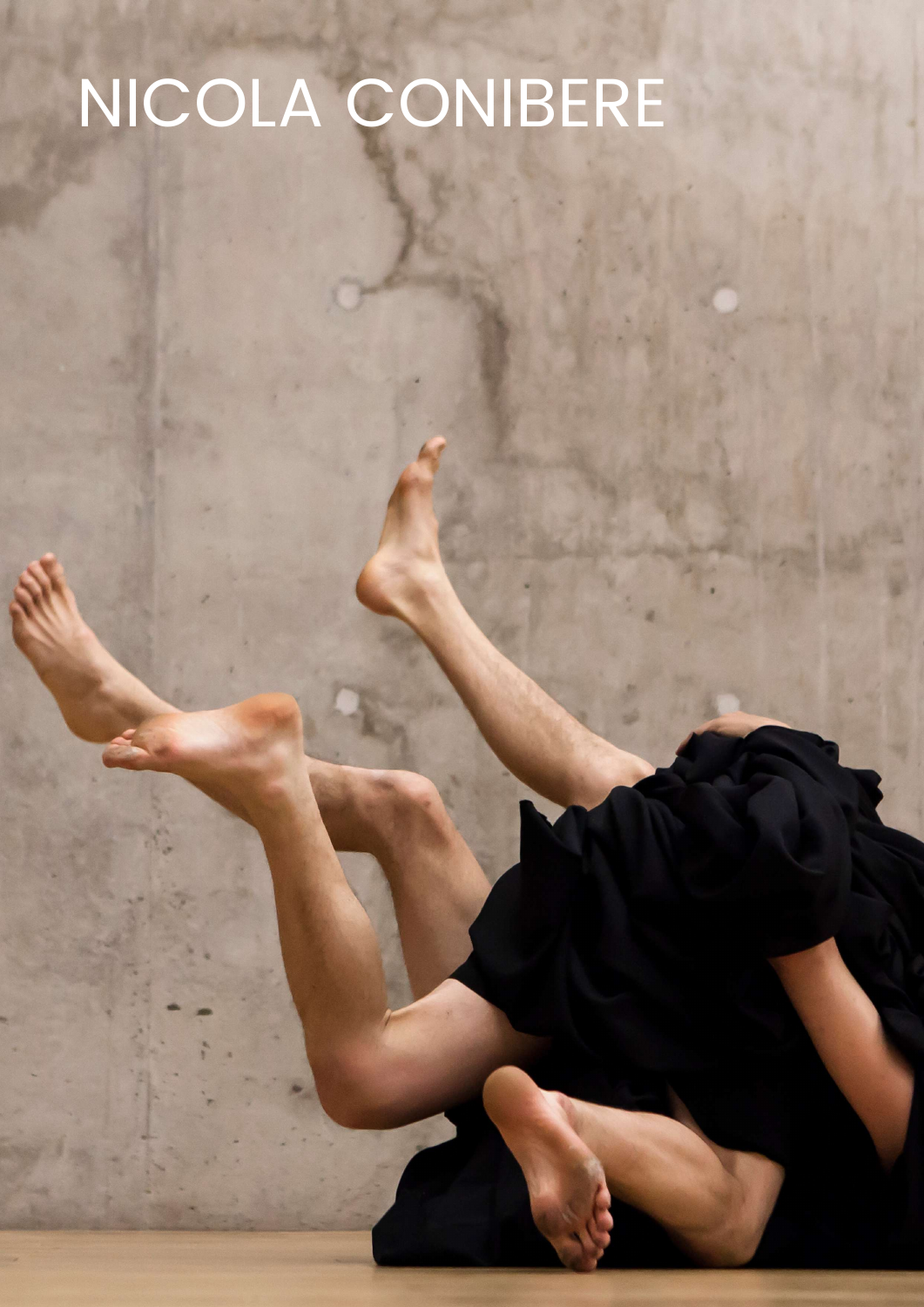# NICOLA CONIBERE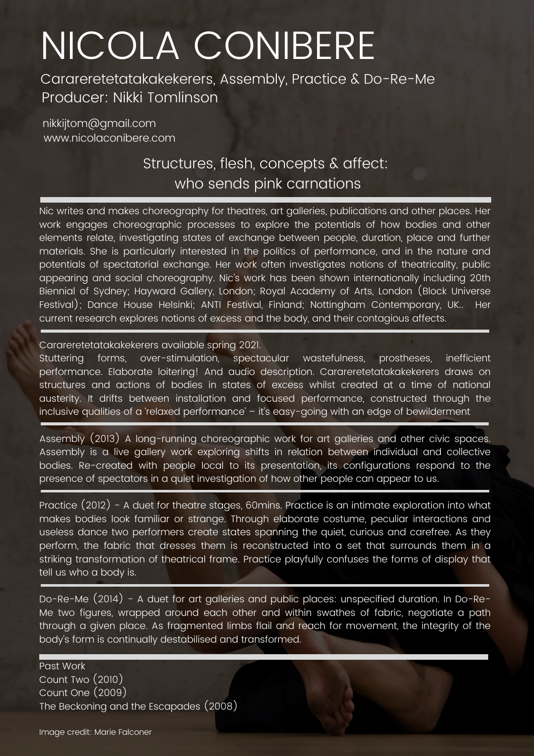# NICOLA CONIBERE

Carareretetatakakekerers, Assembly, Practice & Do-Re-Me
Producer: Nikki Tomlinson

nikkijtom@gmail.com
www.nicolaconibere.com

## Structures, flesh, concepts & affect: who sends pink carnations

Nic writes and makes choreography for theatres, art galleries, publications and other places. Her work engages choreographic processes to explore the potentials of how bodies and other elements relate, investigating states of exchange between people, duration, place and further materials. She is particularly interested in the politics of performance, and in the nature and potentials of spectatorial exchange. Her work often investigates notions of theatricality, public appearing and social choreography. Nic's work has been shown internationally including 20th Biennial of Sydney; Hayward Gallery, London; Royal Academy of Arts, London (Block Universe Festival); Dance House Helsinki; ANTI Festival, Finland; Nottingham Contemporary, UK.. Her current research explores notions of excess and the body, and their contagious affects.

Carareretetatakakekerers available spring 2021.
Stuttering forms, over-stimulation, spectacular wastefulness, prostheses, inefficient performance. Elaborate loitering! And audio description. Carareretetatakakekerers draws on structures and actions of bodies in states of excess whilst created at a time of national austerity. It drifts between installation and focused performance, constructed through the inclusive qualities of a 'relaxed performance' – it's easy-going with an edge of bewilderment

Assembly (2013) A long-running choreographic work for art galleries and other civic spaces. Assembly is a live gallery work exploring shifts in relation between individual and collective bodies. Re-created with people local to its presentation, its configurations respond to the presence of spectators in a quiet investigation of how other people can appear to us.

Practice (2012) - A duet for theatre stages, 60mins. Practice is an intimate exploration into what makes bodies look familiar or strange. Through elaborate costume, peculiar interactions and useless dance two performers create states spanning the quiet, curious and carefree. As they perform, the fabric that dresses them is reconstructed into a set that surrounds them in a striking transformation of theatrical frame. Practice playfully confuses the forms of display that tell us who a body is.

Do-Re-Me (2014) - A duet for art galleries and public places: unspecified duration. In Do-Re-Me two figures, wrapped around each other and within swathes of fabric, negotiate a path through a given place. As fragmented limbs flail and reach for movement, the integrity of the body's form is continually destabilised and transformed.

Past Work
Count Two (2010)
Count One (2009)
The Beckoning and the Escapades (2008)

Image credit: Marie Falconer